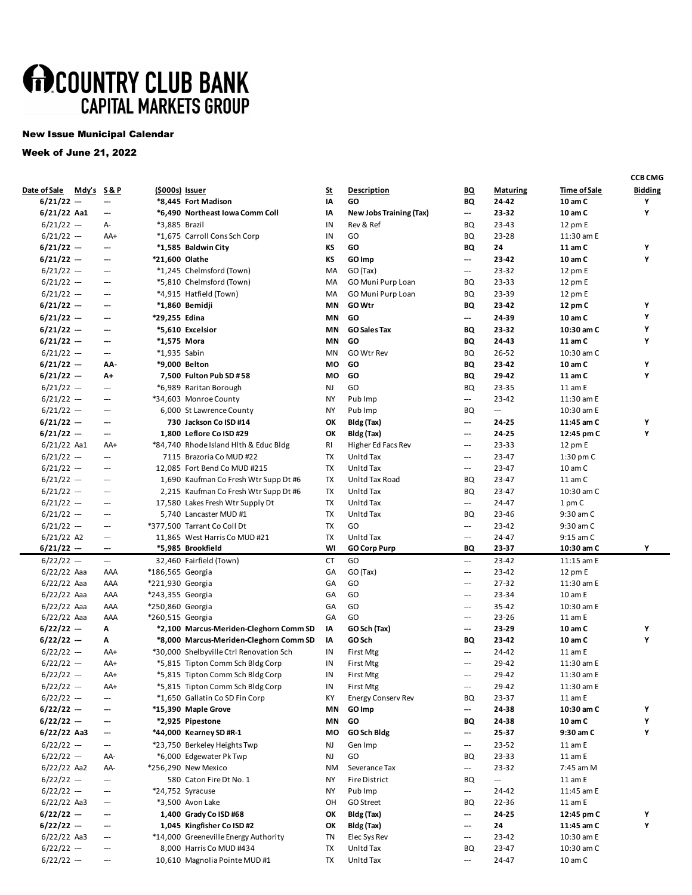# COUNTRY CLUB BANK CAPITAL MARKETS GROUP

**New Issue Municipal Calendar**

**Week of June 21, 2022**

| Date of Sale | Mdy's | S & P | ($000s) | Issuer | St | Description | BQ | Maturing | Time of Sale | CCB CMG Bidding |
|---|---|---|---|---|---|---|---|---|---|---|
| **6/21/22** | **---** | **---** | **\*8,445** | **Fort Madison** | **IA** | **GO** | **BQ** | **24-42** | **10 am C** | **Y** |
| **6/21/22** | **Aa1** | **---** | **\*6,490** | **Northeast Iowa Comm Coll** | **IA** | **New Jobs Training (Tax)** | **---** | **23-32** | **10 am C** | **Y** |
| 6/21/22 | --- | A- | \*3,885 | Brazil | IN | Rev & Ref | BQ | 23-43 | 12 pm E | |
| 6/21/22 | --- | AA+ | \*1,675 | Carroll Cons Sch Corp | IN | GO | BQ | 23-28 | 11:30 am E | |
| **6/21/22** | **---** | **---** | **\*1,585** | **Baldwin City** | **KS** | **GO** | **BQ** | **24** | **11 am C** | **Y** |
| **6/21/22** | **---** | **---** | **\*21,600** | **Olathe** | **KS** | **GO Imp** | **---** | **23-42** | **10 am C** | **Y** |
| 6/21/22 | --- | --- | \*1,245 | Chelmsford (Town) | MA | GO (Tax) | --- | 23-32 | 12 pm E | |
| 6/21/22 | --- | --- | \*5,810 | Chelmsford (Town) | MA | GO Muni Purp Loan | BQ | 23-33 | 12 pm E | |
| 6/21/22 | --- | --- | \*4,915 | Hatfield (Town) | MA | GO Muni Purp Loan | BQ | 23-39 | 12 pm E | |
| **6/21/22** | **---** | **---** | **\*1,860** | **Bemidji** | **MN** | **GO Wtr** | **BQ** | **23-42** | **12 pm C** | **Y** |
| **6/21/22** | **---** | **---** | **\*29,255** | **Edina** | **MN** | **GO** | **---** | **24-39** | **10 am C** | **Y** |
| **6/21/22** | **---** | **---** | **\*5,610** | **Excelsior** | **MN** | **GO Sales Tax** | **BQ** | **23-32** | **10:30 am C** | **Y** |
| **6/21/22** | **---** | **---** | **\*1,575** | **Mora** | **MN** | **GO** | **BQ** | **24-43** | **11 am C** | **Y** |
| 6/21/22 | --- | --- | \*1,935 | Sabin | MN | GO Wtr Rev | BQ | 26-52 | 10:30 am C | |
| **6/21/22** | **---** | **AA-** | **\*9,000** | **Belton** | **MO** | **GO** | **BQ** | **23-42** | **10 am C** | **Y** |
| **6/21/22** | **---** | **A+** | **7,500** | **Fulton Pub SD #58** | **MO** | **GO** | **BQ** | **29-42** | **11 am C** | **Y** |
| 6/21/22 | --- | --- | \*6,989 | Raritan Borough | NJ | GO | BQ | 23-35 | 11 am E | |
| 6/21/22 | --- | --- | \*34,603 | Monroe County | NY | Pub Imp | --- | 23-42 | 11:30 am E | |
| 6/21/22 | --- | --- | 6,000 | St Lawrence County | NY | Pub Imp | BQ | --- | 10:30 am E | |
| **6/21/22** | **---** | **---** | **730** | **Jackson Co ISD #14** | **OK** | **Bldg (Tax)** | **---** | **24-25** | **11:45 am C** | **Y** |
| **6/21/22** | **---** | **---** | **1,800** | **Leflore Co ISD #29** | **OK** | **Bldg (Tax)** | **---** | **24-25** | **12:45 pm C** | **Y** |
| 6/21/22 | Aa1 | AA+ | \*84,740 | Rhode Island Hlth & Educ Bldg | RI | Higher Ed Facs Rev | --- | 23-33 | 12 pm E | |
| 6/21/22 | --- | --- | 7115 | Brazoria Co MUD #22 | TX | Unltd Tax | --- | 23-47 | 1:30 pm C | |
| 6/21/22 | --- | --- | 12,085 | Fort Bend Co MUD #215 | TX | Unltd Tax | --- | 23-47 | 10 am C | |
| 6/21/22 | --- | --- | 1,690 | Kaufman Co Fresh Wtr Supp Dt #6 | TX | Unltd Tax Road | BQ | 23-47 | 11 am C | |
| 6/21/22 | --- | --- | 2,215 | Kaufman Co Fresh Wtr Supp Dt #6 | TX | Unltd Tax | BQ | 23-47 | 10:30 am C | |
| 6/21/22 | --- | --- | 17,580 | Lakes Fresh Wtr Supply Dt | TX | Unltd Tax | --- | 24-47 | 1 pm C | |
| 6/21/22 | --- | --- | 5,740 | Lancaster MUD #1 | TX | Unltd Tax | BQ | 23-46 | 9:30 am C | |
| 6/21/22 | --- | --- | \*377,500 | Tarrant Co Coll Dt | TX | GO | --- | 23-42 | 9:30 am C | |
| 6/21/22 | A2 | --- | 11,865 | West Harris Co MUD #21 | TX | Unltd Tax | --- | 24-47 | 9:15 am C | |
| **6/21/22** | **---** | **---** | **\*5,985** | **Brookfield** | **WI** | **GO Corp Purp** | **BQ** | **23-37** | **10:30 am C** | **Y** |
| 6/22/22 | --- | --- | 32,460 | Fairfield (Town) | CT | GO | --- | 23-42 | 11:15 am E | |
| 6/22/22 | Aaa | AAA | \*186,565 | Georgia | GA | GO (Tax) | --- | 23-42 | 12 pm E | |
| 6/22/22 | Aaa | AAA | \*221,930 | Georgia | GA | GO | --- | 27-32 | 11:30 am E | |
| 6/22/22 | Aaa | AAA | \*243,355 | Georgia | GA | GO | --- | 23-34 | 10 am E | |
| 6/22/22 | Aaa | AAA | \*250,860 | Georgia | GA | GO | --- | 35-42 | 10:30 am E | |
| 6/22/22 | Aaa | AAA | \*260,515 | Georgia | GA | GO | --- | 23-26 | 11 am E | |
| **6/22/22** | **---** | **A** | **\*2,100** | **Marcus-Meriden-Cleghorn Comm SD** | **IA** | **GO Sch (Tax)** | **---** | **23-29** | **10 am C** | **Y** |
| **6/22/22** | **---** | **A** | **\*8,000** | **Marcus-Meriden-Cleghorn Comm SD** | **IA** | **GO Sch** | **BQ** | **23-42** | **10 am C** | **Y** |
| 6/22/22 | --- | AA+ | \*30,000 | Shelbyville Ctrl Renovation Sch | IN | First Mtg | --- | 24-42 | 11 am E | |
| 6/22/22 | --- | AA+ | \*5,815 | Tipton Comm Sch Bldg Corp | IN | First Mtg | --- | 29-42 | 11:30 am E | |
| 6/22/22 | --- | AA+ | \*5,815 | Tipton Comm Sch Bldg Corp | IN | First Mtg | --- | 29-42 | 11:30 am E | |
| 6/22/22 | --- | AA+ | \*5,815 | Tipton Comm Sch Bldg Corp | IN | First Mtg | --- | 29-42 | 11:30 am E | |
| 6/22/22 | --- | --- | \*1,650 | Gallatin Co SD Fin Corp | KY | Energy Conserv Rev | BQ | 23-37 | 11 am E | |
| **6/22/22** | **---** | **---** | **\*15,390** | **Maple Grove** | **MN** | **GO Imp** | **---** | **24-38** | **10:30 am C** | **Y** |
| **6/22/22** | **---** | **---** | **\*2,925** | **Pipestone** | **MN** | **GO** | **BQ** | **24-38** | **10 am C** | **Y** |
| **6/22/22** | **Aa3** | **---** | **\*44,000** | **Kearney SD #R-1** | **MO** | **GO Sch Bldg** | **---** | **25-37** | **9:30 am C** | **Y** |
| 6/22/22 | --- | --- | \*23,750 | Berkeley Heights Twp | NJ | Gen Imp | --- | 23-52 | 11 am E | |
| 6/22/22 | --- | AA- | \*6,000 | Edgewater Pk Twp | NJ | GO | BQ | 23-33 | 11 am E | |
| 6/22/22 | Aa2 | AA- | \*256,290 | New Mexico | NM | Severance Tax | --- | 23-32 | 7:45 am M | |
| 6/22/22 | --- | --- | 580 | Caton Fire Dt No. 1 | NY | Fire District | BQ | --- | 11 am E | |
| 6/22/22 | --- | --- | \*24,752 | Syracuse | NY | Pub Imp | --- | 24-42 | 11:45 am E | |
| 6/22/22 | Aa3 | --- | \*3,500 | Avon Lake | OH | GO Street | BQ | 22-36 | 11 am E | |
| **6/22/22** | **---** | **---** | **1,400** | **Grady Co ISD #68** | **OK** | **Bldg (Tax)** | **---** | **24-25** | **12:45 pm C** | **Y** |
| **6/22/22** | **---** | **---** | **1,045** | **Kingfisher Co ISD #2** | **OK** | **Bldg (Tax)** | **---** | **24** | **11:45 am C** | **Y** |
| 6/22/22 | Aa3 | --- | \*14,000 | Greeneville Energy Authority | TN | Elec Sys Rev | --- | 23-42 | 10:30 am E | |
| 6/22/22 | --- | --- | 8,000 | Harris Co MUD #434 | TX | Unltd Tax | BQ | 23-47 | 10:30 am C | |
| 6/22/22 | --- | --- | 10,610 | Magnolia Pointe MUD #1 | TX | Unltd Tax | --- | 24-47 | 10 am C | |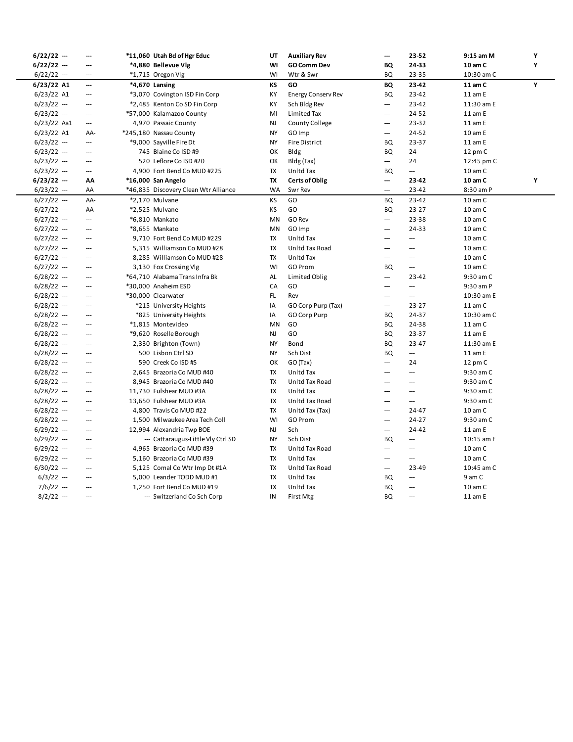| | | | | | | | | | |
|---|---|---|---|---|---|---|---|---|---|
| **6/22/22 ---** | **---** | **---** | ***11,060 Utah Bd of Hgr Educ** | **UT** | **Auxiliary Rev** | **---** | **23-52** | **9:15 am M** | **Y** |
| **6/22/22 ---** | **---** | | ***4,880 Bellevue Vlg** | **WI** | **GO Comm Dev** | **BQ** | **24-33** | **10 am C** | **Y** |
| 6/22/22 --- | --- | | *1,715 Oregon Vlg | WI | Wtr & Swr | BQ | 23-35 | 10:30 am C | |
| **6/23/22 A1** | **---** | | ***4,670 Lansing** | **KS** | **GO** | **BQ** | **23-42** | **11 am C** | **Y** |
| 6/23/22 A1 | --- | | *3,070 Covington ISD Fin Corp | KY | Energy Conserv Rev | BQ | 23-42 | 11 am E | |
| 6/23/22 --- | --- | | *2,485 Kenton Co SD Fin Corp | KY | Sch Bldg Rev | --- | 23-42 | 11:30 am E | |
| 6/23/22 --- | --- | | *57,000 Kalamazoo County | MI | Limited Tax | --- | 24-52 | 11 am E | |
| 6/23/22 Aa1 | --- | | 4,970 Passaic County | NJ | County College | --- | 23-32 | 11 am E | |
| 6/23/22 A1 | AA- | | *245,180 Nassau County | NY | GO Imp | --- | 24-52 | 10 am E | |
| 6/23/22 --- | --- | | *9,000 Sayville Fire Dt | NY | Fire District | BQ | 23-37 | 11 am E | |
| 6/23/22 --- | --- | | 745 Blaine Co ISD #9 | OK | Bldg | BQ | 24 | 12 pm C | |
| 6/23/22 --- | --- | | 520 Leflore Co ISD #20 | OK | Bldg (Tax) | --- | 24 | 12:45 pm C | |
| 6/23/22 --- | --- | | 4,900 Fort Bend Co MUD #225 | TX | Unltd Tax | BQ | --- | 10 am C | |
| **6/23/22 ---** | **AA** | | ***16,000 San Angelo** | **TX** | **Certs of Oblig** | **---** | **23-42** | **10 am C** | **Y** |
| 6/23/22 --- | AA | | *46,835 Discovery Clean Wtr Alliance | WA | Swr Rev | --- | 23-42 | 8:30 am P | |
| 6/27/22 --- | AA- | | *2,170 Mulvane | KS | GO | BQ | 23-42 | 10 am C | |
| 6/27/22 --- | AA- | | *2,525 Mulvane | KS | GO | BQ | 23-27 | 10 am C | |
| 6/27/22 --- | --- | | *6,810 Mankato | MN | GO Rev | --- | 23-38 | 10 am C | |
| 6/27/22 --- | --- | | *8,655 Mankato | MN | GO Imp | --- | 24-33 | 10 am C | |
| 6/27/22 --- | --- | | 9,710 Fort Bend Co MUD #229 | TX | Unltd Tax | --- | --- | 10 am C | |
| 6/27/22 --- | --- | | 5,315 Williamson Co MUD #28 | TX | Unltd Tax Road | --- | --- | 10 am C | |
| 6/27/22 --- | --- | | 8,285 Williamson Co MUD #28 | TX | Unltd Tax | --- | --- | 10 am C | |
| 6/27/22 --- | --- | | 3,130 Fox Crossing Vlg | WI | GO Prom | BQ | --- | 10 am C | |
| 6/28/22 --- | --- | | *64,710 Alabama Trans Infra Bk | AL | Limited Oblig | --- | 23-42 | 9:30 am C | |
| 6/28/22 --- | --- | | *30,000 Anaheim ESD | CA | GO | --- | --- | 9:30 am P | |
| 6/28/22 --- | --- | | *30,000 Clearwater | FL | Rev | --- | --- | 10:30 am E | |
| 6/28/22 --- | --- | | *215 University Heights | IA | GO Corp Purp (Tax) | --- | 23-27 | 11 am C | |
| 6/28/22 --- | --- | | *825 University Heights | IA | GO Corp Purp | BQ | 24-37 | 10:30 am C | |
| 6/28/22 --- | --- | | *1,815 Montevideo | MN | GO | BQ | 24-38 | 11 am C | |
| 6/28/22 --- | --- | | *9,620 Roselle Borough | NJ | GO | BQ | 23-37 | 11 am E | |
| 6/28/22 --- | --- | | 2,330 Brighton (Town) | NY | Bond | BQ | 23-47 | 11:30 am E | |
| 6/28/22 --- | --- | | 500 Lisbon Ctrl SD | NY | Sch Dist | BQ | --- | 11 am E | |
| 6/28/22 --- | --- | | 590 Creek Co ISD #5 | OK | GO (Tax) | --- | 24 | 12 pm C | |
| 6/28/22 --- | --- | | 2,645 Brazoria Co MUD #40 | TX | Unltd Tax | --- | --- | 9:30 am C | |
| 6/28/22 --- | --- | | 8,945 Brazoria Co MUD #40 | TX | Unltd Tax Road | --- | --- | 9:30 am C | |
| 6/28/22 --- | --- | | 11,730 Fulshear MUD #3A | TX | Unltd Tax | --- | --- | 9:30 am C | |
| 6/28/22 --- | --- | | 13,650 Fulshear MUD #3A | TX | Unltd Tax Road | --- | --- | 9:30 am C | |
| 6/28/22 --- | --- | | 4,800 Travis Co MUD #22 | TX | Unltd Tax (Tax) | --- | 24-47 | 10 am C | |
| 6/28/22 --- | --- | | 1,500 Milwaukee Area Tech Coll | WI | GO Prom | --- | 24-27 | 9:30 am C | |
| 6/29/22 --- | --- | | 12,994 Alexandria Twp BOE | NJ | Sch | --- | 24-42 | 11 am E | |
| 6/29/22 --- | --- | | --- Cattaraugus-Little Vly Ctrl SD | NY | Sch Dist | BQ | --- | 10:15 am E | |
| 6/29/22 --- | --- | | 4,965 Brazoria Co MUD #39 | TX | Unltd Tax Road | --- | --- | 10 am C | |
| 6/29/22 --- | --- | | 5,160 Brazoria Co MUD #39 | TX | Unltd Tax | --- | --- | 10 am C | |
| 6/30/22 --- | --- | | 5,125 Comal Co Wtr Imp Dt #1A | TX | Unltd Tax Road | --- | 23-49 | 10:45 am C | |
| 6/3/22 --- | --- | | 5,000 Leander TODD MUD #1 | TX | Unltd Tax | BQ | --- | 9 am C | |
| 7/6/22 --- | --- | | 1,250 Fort Bend Co MUD #19 | TX | Unltd Tax | BQ | --- | 10 am C | |
| 8/2/22 --- | --- | | --- Switzerland Co Sch Corp | IN | First Mtg | BQ | --- | 11 am E | |